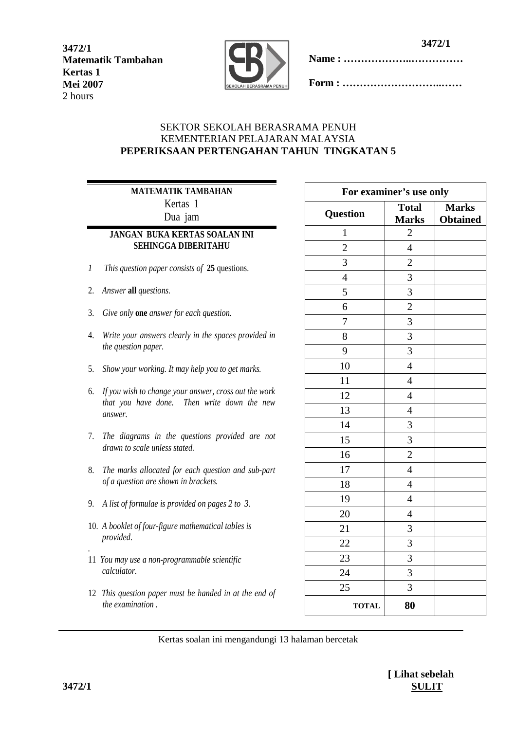**3472/1**
**Matematik Tambahan**
**Kertas 1**
**Mei 2007**
2 hours

**Name : ………………..……………**

**Form : ……………………..……**

SEKTOR SEKOLAH BERASRAMA PENUH
KEMENTERIAN PELAJARAN MALAYSIA
**PEPERIKSAAN PERTENGAHAN TAHUN TINGKATAN 5**

**MATEMATIK TAMBAHAN**
Kertas 1
Dua jam

**JANGAN BUKA KERTAS SOALAN INI SEHINGGA DIBERITAHU**

1. *This question paper consists of* **25** questions.
2. *Answer* **all** *questions.*
3. *Give only* **one** *answer for each question.*
4. *Write your answers clearly in the spaces provided in the question paper.*
5. *Show your working. It may help you to get marks.*
6. *If you wish to change your answer, cross out the work that you have done. Then write down the new answer.*
7. *The diagrams in the questions provided are not drawn to scale unless stated.*
8. *The marks allocated for each question and sub-part of a question are shown in brackets.*
9. *A list of formulae is provided on pages 2 to 3.*
10. *A booklet of four-figure mathematical tables is provided.*
11. *You may use a non-programmable scientific calculator.*
12. *This question paper must be handed in at the end of the examination .*

| For examiner's use only | | |
|---|---|---|
| **Question** | **Total Marks** | **Marks Obtained** |
| 1 | 2 | |
| 2 | 4 | |
| 3 | 2 | |
| 4 | 3 | |
| 5 | 3 | |
| 6 | 2 | |
| 7 | 3 | |
| 8 | 3 | |
| 9 | 3 | |
| 10 | 4 | |
| 11 | 4 | |
| 12 | 4 | |
| 13 | 4 | |
| 14 | 3 | |
| 15 | 3 | |
| 16 | 2 | |
| 17 | 4 | |
| 18 | 4 | |
| 19 | 4 | |
| 20 | 4 | |
| 21 | 3 | |
| 22 | 3 | |
| 23 | 3 | |
| 24 | 3 | |
| 25 | 3 | |
| **TOTAL** | **80** | |

Kertas soalan ini mengandungi 13 halaman bercetak

**[ Lihat sebelah**
**SULIT**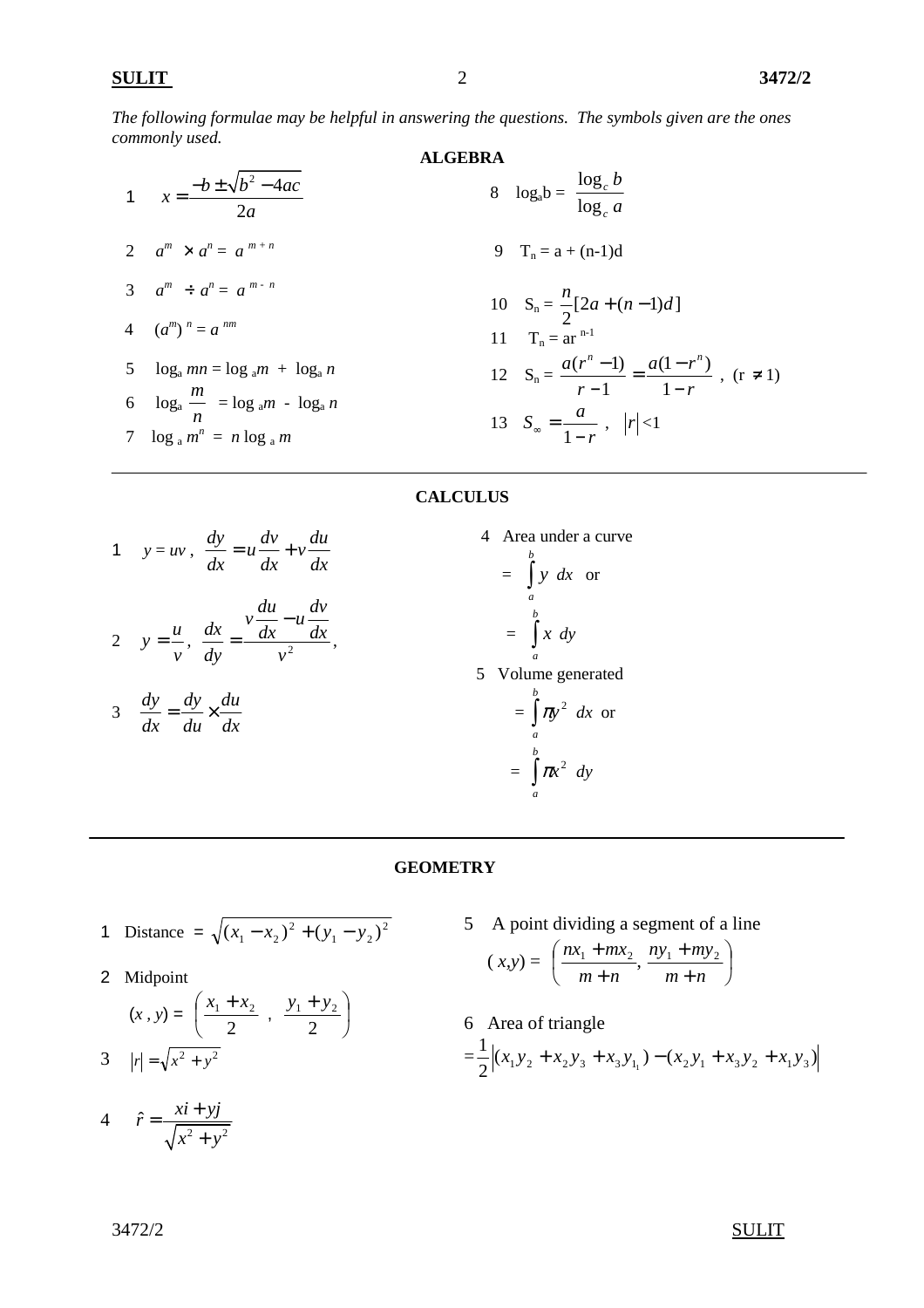*The following formulae may be helpful in answering the questions. The symbols given are the ones commonly used.*

## ALGEBRA

1. $x = \dfrac{-b \pm \sqrt{b^2 - 4ac}}{2a}$
2. $a^m \times a^n = a^{m+n}$
3. $a^m \div a^n = a^{m-n}$
4. $(a^m)^n = a^{nm}$
5. $\log_a mn = \log_a m + \log_a n$
6. $\log_a \dfrac{m}{n} = \log_a m - \log_a n$
7. $\log_a m^n = n \log_a m$
8. $\log_a b = \dfrac{\log_c b}{\log_c a}$
9. $T_n = a + (n-1)d$
10. $S_n = \dfrac{n}{2}[2a + (n-1)d]$
11. $T_n = ar^{n-1}$
12. $S_n = \dfrac{a(r^n - 1)}{r - 1} = \dfrac{a(1 - r^n)}{1 - r}$ , $(r \neq 1)$
13. $S_\infty = \dfrac{a}{1 - r}$ , $|r| < 1$

## CALCULUS

1. $y = uv$ , $\dfrac{dy}{dx} = u\dfrac{dv}{dx} + v\dfrac{du}{dx}$
2. $y = \dfrac{u}{v}$, $\dfrac{dx}{dy} = \dfrac{v\dfrac{du}{dx} - u\dfrac{dv}{dx}}{v^2}$,
3. $\dfrac{dy}{dx} = \dfrac{dy}{du} \times \dfrac{du}{dx}$
4. Area under a curve

   $= \displaystyle\int_a^b y \; dx$ or

   $= \displaystyle\int_a^b x \; dy$
5. Volume generated

   $= \displaystyle\int_a^b \pi y^2 \; dx$ or

   $= \displaystyle\int_a^b \pi x^2 \; dy$

## GEOMETRY

1. Distance $= \sqrt{(x_1 - x_2)^2 + (y_1 - y_2)^2}$
2. Midpoint

   $(x, y) = \left( \dfrac{x_1 + x_2}{2} \; , \; \dfrac{y_1 + y_2}{2} \right)$
3. $|r| = \sqrt{x^2 + y^2}$
4. $\hat{r} = \dfrac{xi + yj}{\sqrt{x^2 + y^2}}$
5. A point dividing a segment of a line

   $(x, y) = \left( \dfrac{nx_1 + mx_2}{m + n}, \dfrac{ny_1 + my_2}{m + n} \right)$
6. Area of triangle

   $= \dfrac{1}{2}\left|(x_1 y_2 + x_2 y_3 + x_3 y_1) - (x_2 y_1 + x_3 y_2 + x_1 y_3)\right|$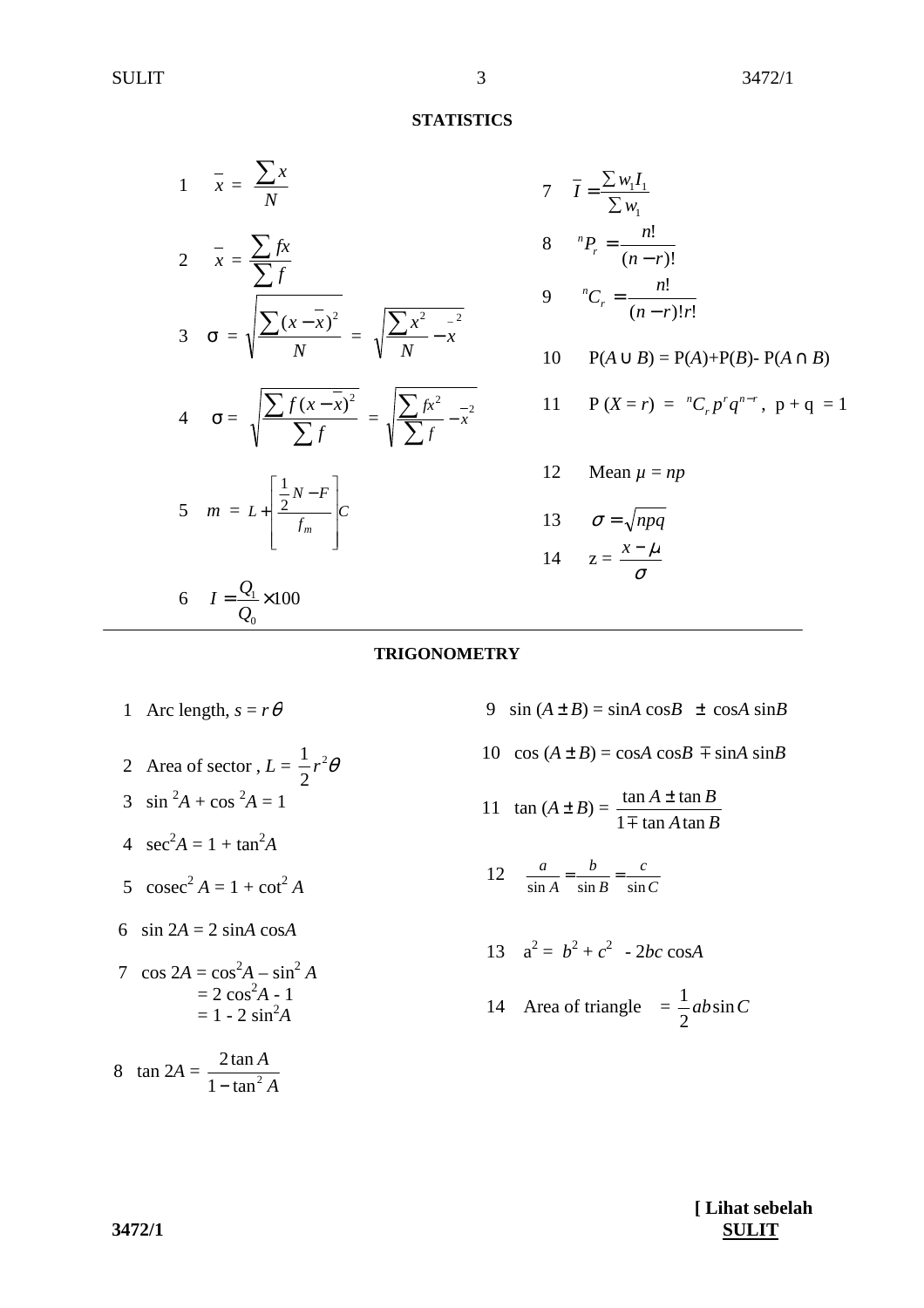## STATISTICS

1 $\bar{x} = \dfrac{\sum x}{N}$

2 $\bar{x} = \dfrac{\sum fx}{\sum f}$

3 $\sigma = \sqrt{\dfrac{\sum (x - \bar{x})^2}{N}} = \sqrt{\dfrac{\sum x^2}{N} - \bar{x}^2}$

4 $\sigma = \sqrt{\dfrac{\sum f(x - \bar{x})^2}{\sum f}} = \sqrt{\dfrac{\sum fx^2}{\sum f} - \bar{x}^2}$

5 $m = L + \left[ \dfrac{\frac{1}{2}N - F}{f_m} \right] C$

6 $I = \dfrac{Q_1}{Q_0} \times 100$

7 $\bar{I} = \dfrac{\sum w_1 I_1}{\sum w_1}$

8 ${}^nP_r = \dfrac{n!}{(n-r)!}$

9 ${}^nC_r = \dfrac{n!}{(n-r)!r!}$

10 $P(A \cup B) = P(A) + P(B) - P(A \cap B)$

11 $P(X = r) = {}^nC_r p^r q^{n-r}$, $p + q = 1$

12 Mean $\mu = np$

13 $\sigma = \sqrt{npq}$

14 $z = \dfrac{x - \mu}{\sigma}$

## TRIGONOMETRY

1 Arc length, $s = r\theta$

2 Area of sector, $L = \dfrac{1}{2} r^2 \theta$

3 $\sin^2 A + \cos^2 A = 1$

4 $\sec^2 A = 1 + \tan^2 A$

5 $\text{cosec}^2 A = 1 + \cot^2 A$

6 $\sin 2A = 2 \sin A \cos A$

7 $\cos 2A = \cos^2 A - \sin^2 A$
$= 2\cos^2 A - 1$
$= 1 - 2\sin^2 A$

8 $\tan 2A = \dfrac{2 \tan A}{1 - \tan^2 A}$

9 $\sin (A \pm B) = \sin A \cos B \pm \cos A \sin B$

10 $\cos (A \pm B) = \cos A \cos B \mp \sin A \sin B$

11 $\tan (A \pm B) = \dfrac{\tan A \pm \tan B}{1 \mp \tan A \tan B}$

12 $\dfrac{a}{\sin A} = \dfrac{b}{\sin B} = \dfrac{c}{\sin C}$

13 $a^2 = b^2 + c^2 - 2bc \cos A$

14 Area of triangle $= \dfrac{1}{2} ab \sin C$

**[ Lihat sebelah**
**SULIT**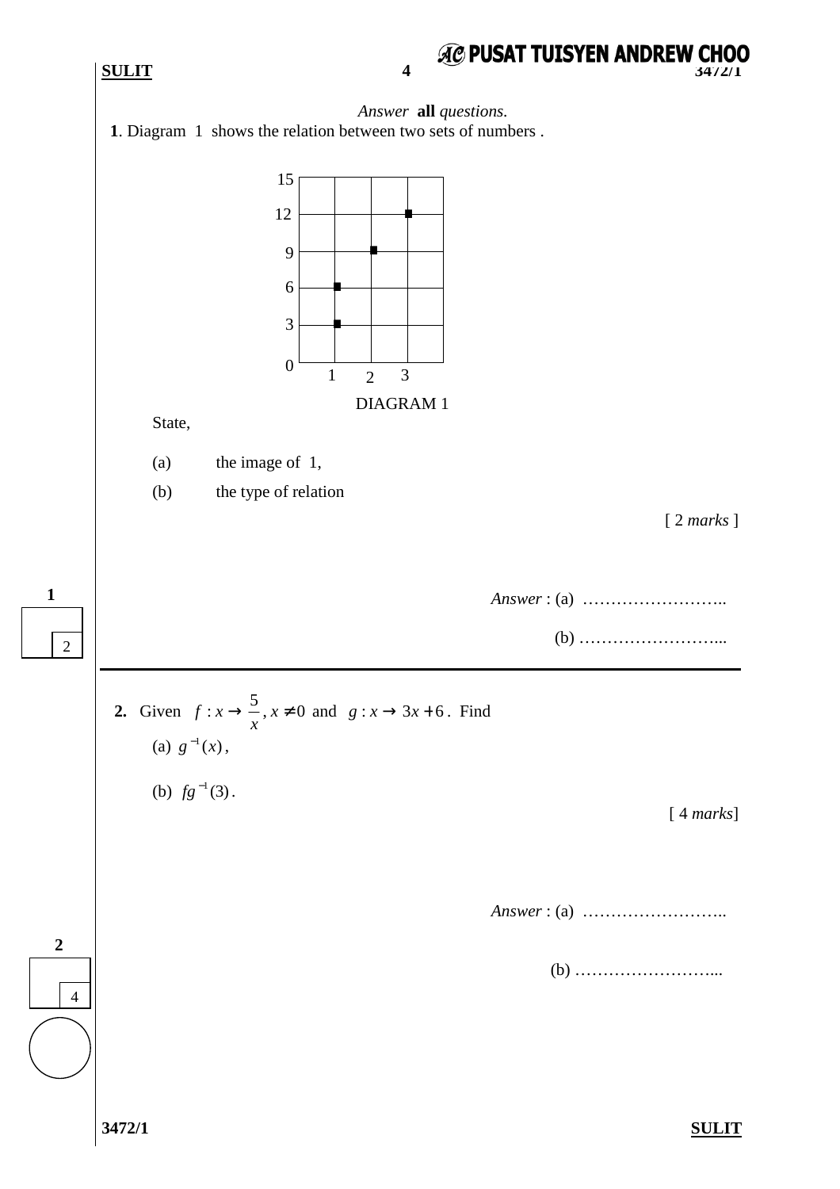*Answer* **all** *questions.*

**1**. Diagram 1 shows the relation between two sets of numbers .

DIAGRAM 1

State,

(a) the image of 1,

(b) the type of relation

[ 2 *marks* ]

*Answer* : (a) ……………………..

(b) ……………………...

---

**2.** Given $f : x \rightarrow \dfrac{5}{x}, x \neq 0$ and $g : x \rightarrow 3x + 6$ . Find

(a) $g^{-1}(x)$ ,

(b) $fg^{-1}(3)$ .

[ 4 *marks*]

*Answer* : (a) ……………………..

(b) ……………………...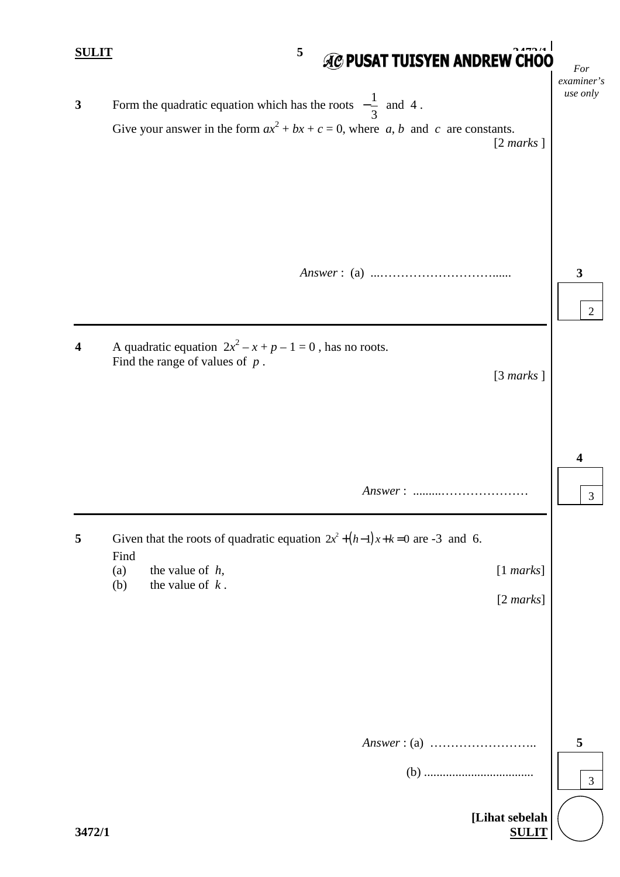**3** Form the quadratic equation which has the roots $-\frac{1}{3}$ and $4$.
Give your answer in the form $ax^2 + bx + c = 0$, where $a$, $b$ and $c$ are constants.
[2 *marks* ]

*Answer* : (a) ...................................

---

**4** A quadratic equation $2x^2 - x + p - 1 = 0$, has no roots.
Find the range of values of $p$.
[3 *marks* ]

*Answer* : ...................................

---

**5** Given that the roots of quadratic equation $2x^2 + (h-1)x + k = 0$ are -3 and 6.
Find

(a) the value of $h$, [1 *marks*]

(b) the value of $k$. [2 *marks*]

*Answer* : (a) ...................................

(b) ...................................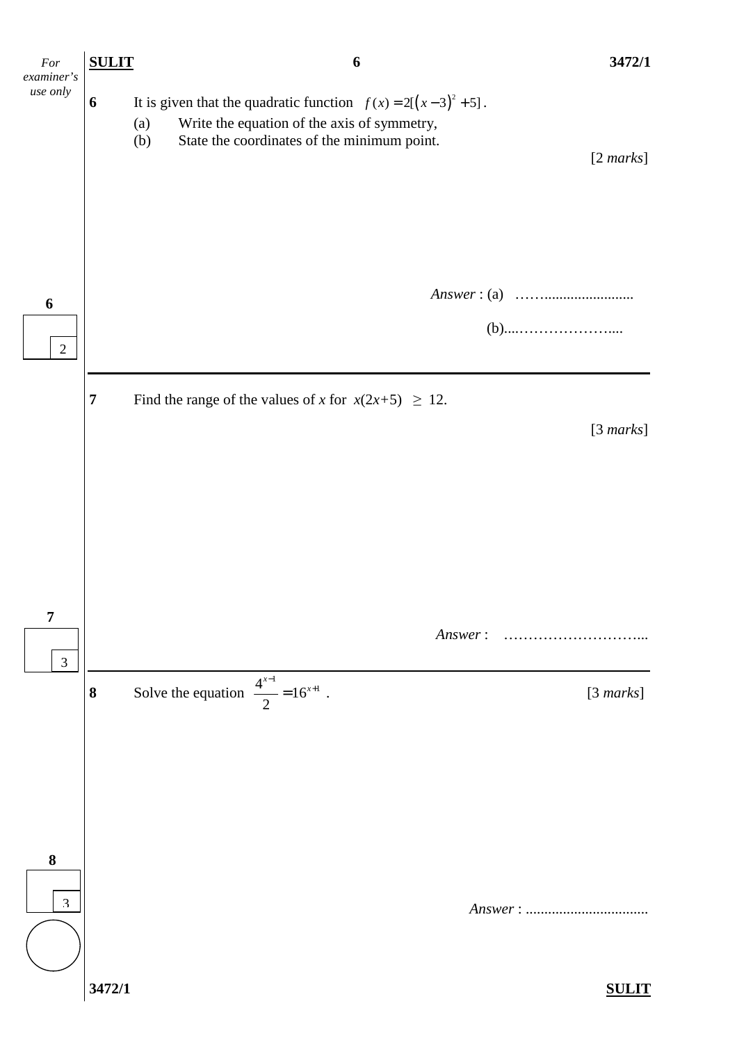**6** It is given that the quadratic function $f(x) = 2[(x-3)^2 + 5]$.

(a) Write the equation of the axis of symmetry,

(b) State the coordinates of the minimum point.

[2 *marks*]

*Answer* : (a) ……......................

(b)....………………....

---

**7** Find the range of the values of $x$ for $x(2x+5) \geq 12$.

[3 *marks*]

*Answer* : ………………………...

---

**8** Solve the equation $\dfrac{4^{x-1}}{2} = 16^{x+1}$ .

[3 *marks*]

*Answer* : ................................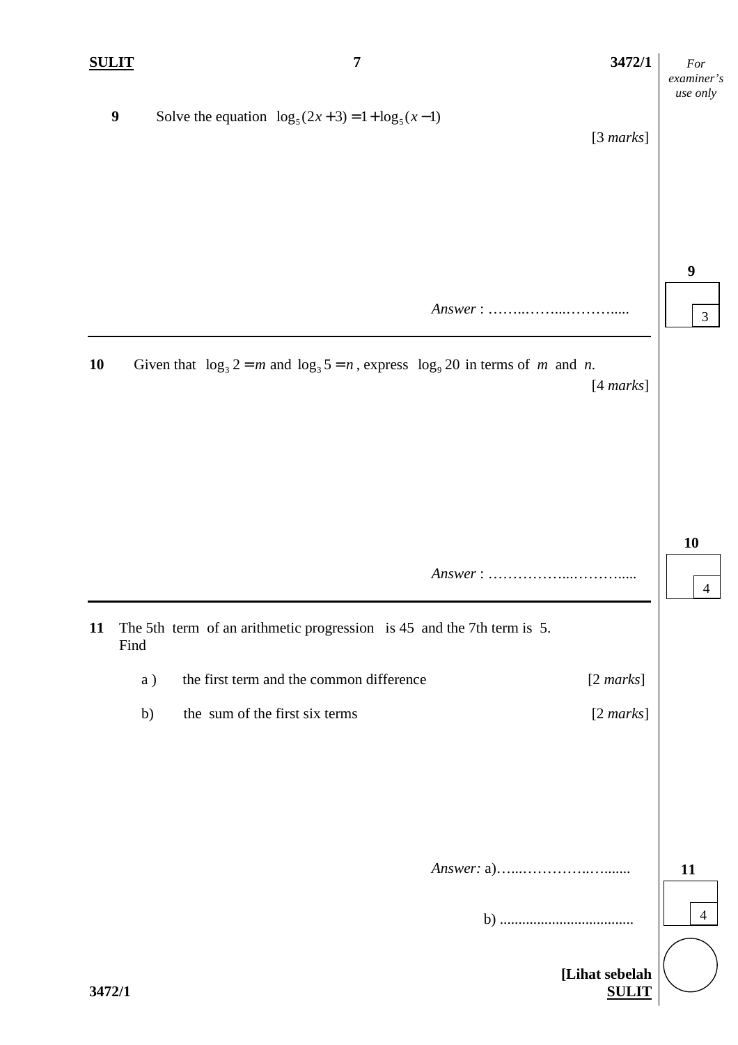**9** Solve the equation $\log_5(2x+3) = 1 + \log_5(x-1)$

[3 *marks*]

*Answer* : ……..……..……….....

---

**10** Given that $\log_3 2 = m$ and $\log_3 5 = n$, express $\log_9 20$ in terms of $m$ and $n$.

[4 *marks*]

*Answer* : ……………...……….....

---

**11** The 5th term of an arithmetic progression is 45 and the 7th term is 5.
Find

a ) the first term and the common difference [2 *marks*]

b) the sum of the first six terms [2 *marks*]

*Answer:* a)…...…………..…......

b) ...................................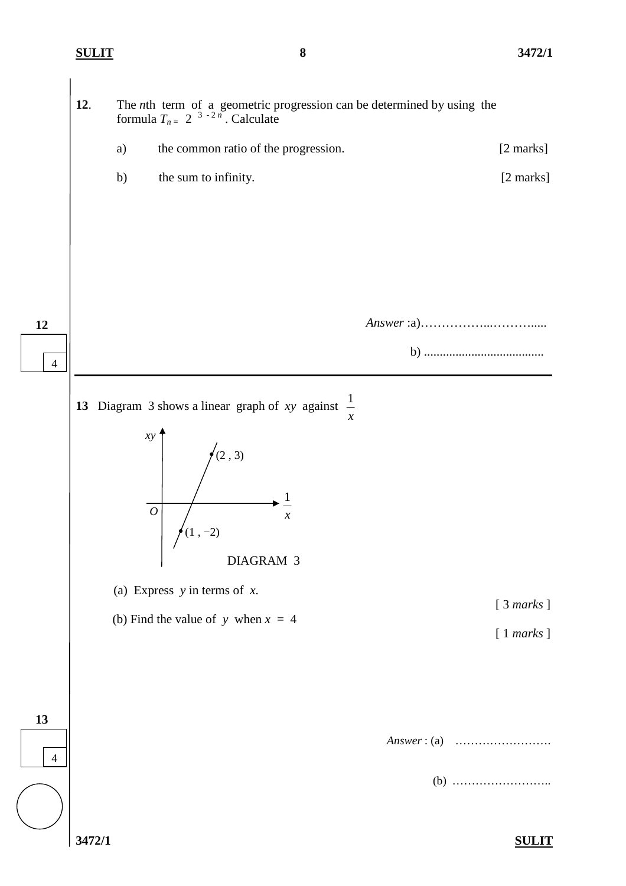**12.** The *n*th term of a geometric progression can be determined by using the formula $T_n = 2^{3-2n}$. Calculate

a) the common ratio of the progression. [2 marks]

b) the sum to infinity. [2 marks]

*Answer* :a)……………..……….....

b) .....................................

---

**13** Diagram 3 shows a linear graph of $xy$ against $\frac{1}{x}$

Graph: $xy$ (vertical axis) against $\frac{1}{x}$ (horizontal axis), origin $O$; straight line passing through the points $(2, 3)$ and $(1, -2)$.

DIAGRAM 3

(a) Express $y$ in terms of $x$. [ 3 *marks* ]

(b) Find the value of $y$ when $x = 4$ [ 1 *marks* ]

*Answer* : (a) …………………….

(b) ……………………..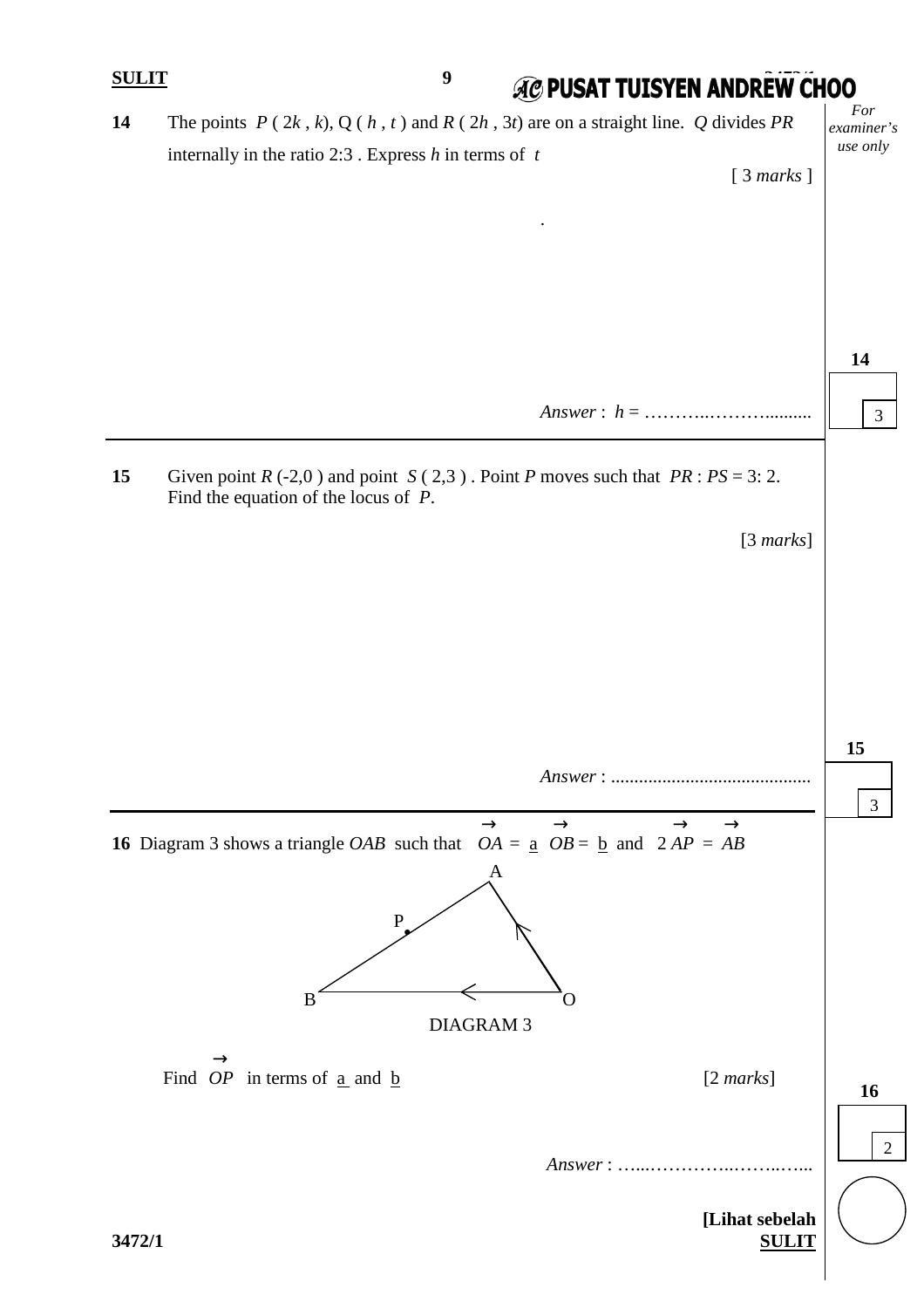**14** The points $P(2k, k)$, $Q(h, t)$ and $R(2h, 3t)$ are on a straight line. $Q$ divides $PR$ internally in the ratio 2:3 . Express $h$ in terms of $t$

[ 3 *marks* ]

*Answer* : $h$ = ……………………..........

---

**15** Given point $R(-2,0)$ and point $S(2,3)$. Point $P$ moves such that $PR : PS = 3 : 2$. Find the equation of the locus of $P$.

[3 *marks*]

*Answer* : ..........................................

---

**16** Diagram 3 shows a triangle $OAB$ such that $\overrightarrow{OA} = \underline{a}$ $\overrightarrow{OB} = \underline{b}$ and $2\overrightarrow{AP} = \overrightarrow{AB}$

DIAGRAM 3

Find $\overrightarrow{OP}$ in terms of $\underline{a}$ and $\underline{b}$

[2 *marks*]

*Answer* : …....…………..……..…...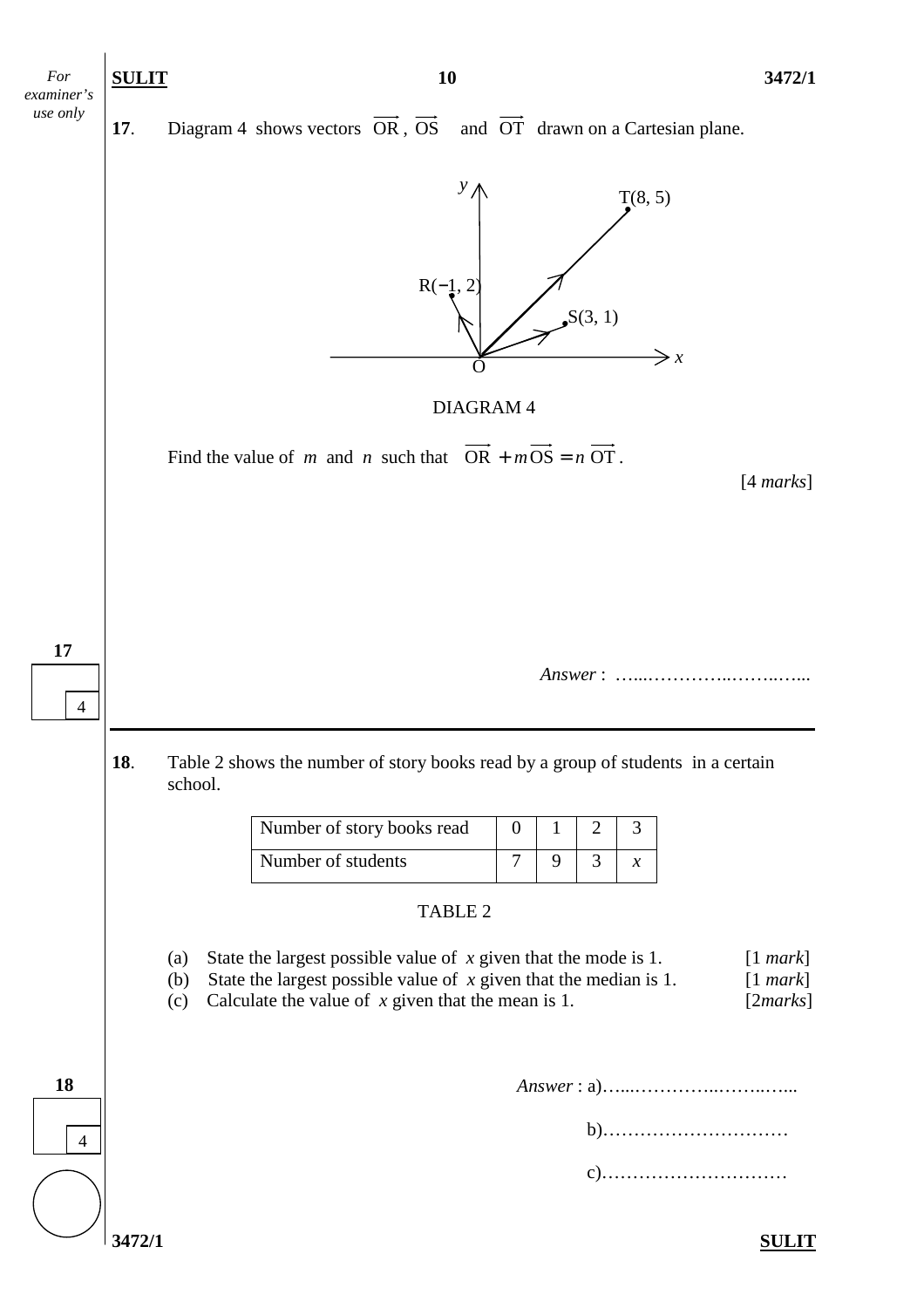**17**. Diagram 4 shows vectors $\overrightarrow{OR}$, $\overrightarrow{OS}$ and $\overrightarrow{OT}$ drawn on a Cartesian plane.

DIAGRAM 4

Find the value of $m$ and $n$ such that $\overrightarrow{OR} + m\overrightarrow{OS} = n\,\overrightarrow{OT}$.

[4 *marks*]

*Answer* : ……………………………

---

**18**. Table 2 shows the number of story books read by a group of students in a certain school.

| Number of story books read | 0 | 1 | 2 | 3 |
|---|---|---|---|---|
| Number of students | 7 | 9 | 3 | $x$ |

TABLE 2

(a) State the largest possible value of $x$ given that the mode is 1. [1 *mark*]

(b) State the largest possible value of $x$ given that the median is 1. [1 *mark*]

(c) Calculate the value of $x$ given that the mean is 1. [2*marks*]

*Answer* : a)……………………………

b)……………………………

c)……………………………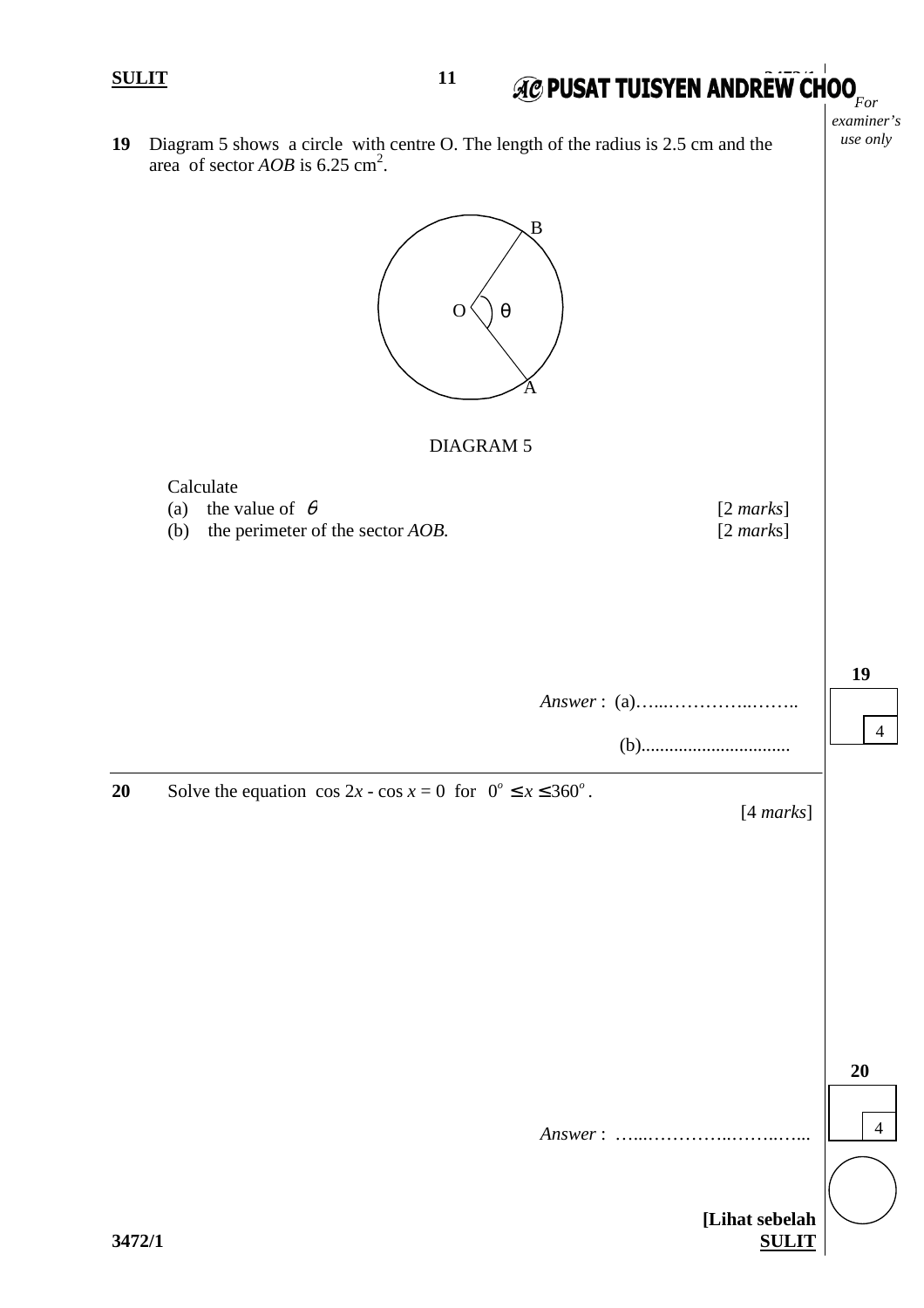**19** Diagram 5 shows a circle with centre O. The length of the radius is 2.5 cm and the area of sector *AOB* is 6.25 cm$^2$.

DIAGRAM 5

Calculate

(a) the value of $\theta$ [2 *marks*]

(b) the perimeter of the sector *AOB.* [2 *marks*]

*Answer* : (a)…………………….

(b)…………………….

---

**20** Solve the equation $\cos 2x - \cos x = 0$ for $0^o \leq x \leq 360^o$.

[4 *marks*]

*Answer* : …………………….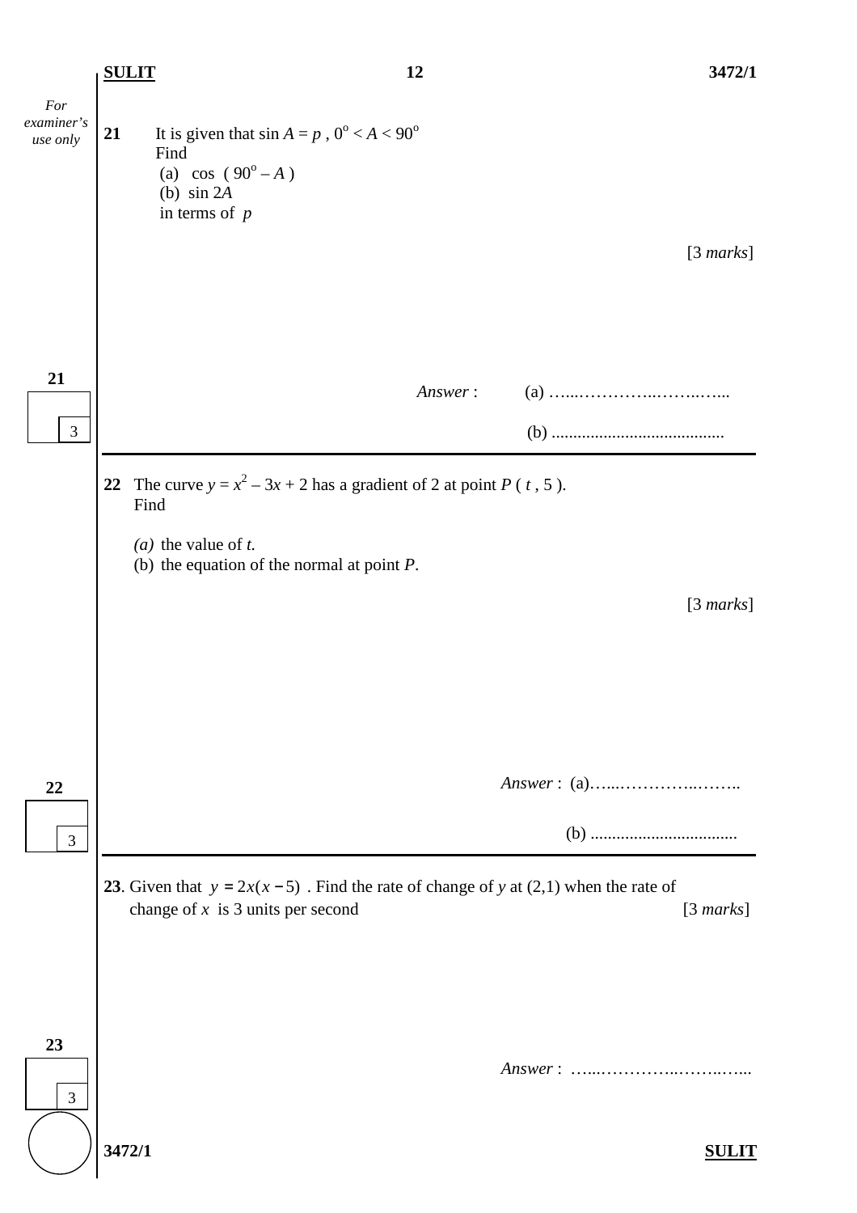**21** It is given that $\sin A = p$ , $0^{\circ} < A < 90^{\circ}$

Find

(a) $\cos\ (90^{\circ} - A)$

(b) $\sin 2A$

in terms of $p$

[3 *marks*]

*Answer* : (a) ……………………………

(b) ……………………………

---

**22** The curve $y = x^2 - 3x + 2$ has a gradient of 2 at point $P$ ( $t$ , 5 ).

Find

*(a)* the value of *t.*

(b) the equation of the normal at point *P*.

[3 *marks*]

*Answer* : (a)……………………………

(b) ……………………………

---

**23**. Given that $y = 2x(x - 5)$ . Find the rate of change of $y$ at (2,1) when the rate of change of $x$ is 3 units per second [3 *marks*]

*Answer* : ……………………………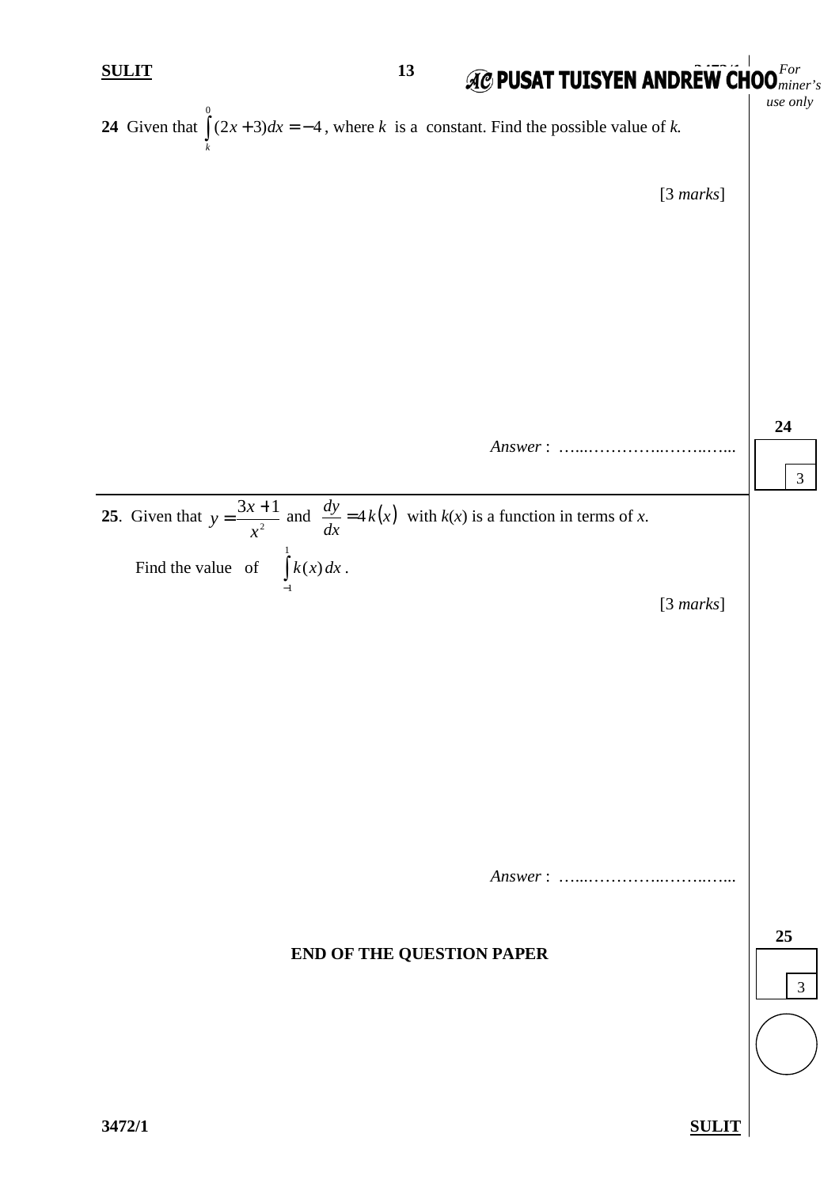**24** Given that $\int_{k}^{0}(2x+3)dx=-4$, where $k$ is a constant. Find the possible value of $k$.

[3 *marks*]

*Answer* : ……………………………

**24**

3

---

**25**. Given that $y=\dfrac{3x+1}{x^{2}}$ and $\dfrac{dy}{dx}=4k(x)$ with $k(x)$ is a function in terms of $x$.

Find the value of $\int_{-1}^{1}k(x)\,dx$.

[3 *marks*]

*Answer* : ……………………………

**25**

3

**END OF THE QUESTION PAPER**